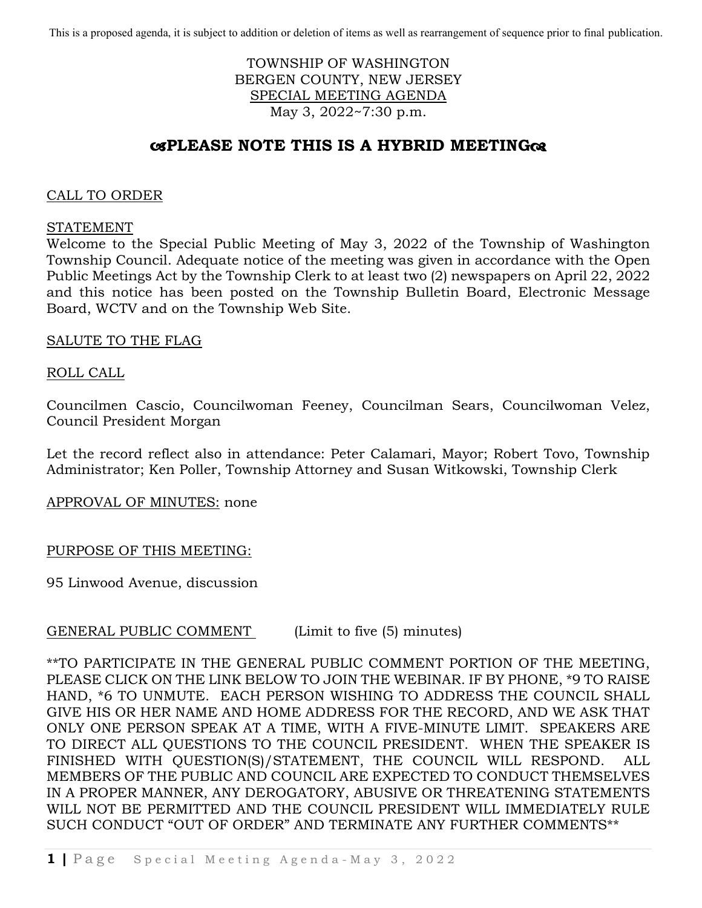This is a proposed agenda, it is subject to addition or deletion of items as well as rearrangement of sequence prior to final publication.

TOWNSHIP OF WASHINGTON
BERGEN COUNTY, NEW JERSEY
SPECIAL MEETING AGENDA
May 3, 2022~7:30 p.m.

## ☙PLEASE NOTE THIS IS A HYBRID MEETING❧

CALL TO ORDER

STATEMENT
Welcome to the Special Public Meeting of May 3, 2022 of the Township of Washington Township Council. Adequate notice of the meeting was given in accordance with the Open Public Meetings Act by the Township Clerk to at least two (2) newspapers on April 22, 2022 and this notice has been posted on the Township Bulletin Board, Electronic Message Board, WCTV and on the Township Web Site.

SALUTE TO THE FLAG

ROLL CALL

Councilmen Cascio, Councilwoman Feeney, Councilman Sears, Councilwoman Velez, Council President Morgan

Let the record reflect also in attendance: Peter Calamari, Mayor; Robert Tovo, Township Administrator; Ken Poller, Township Attorney and Susan Witkowski, Township Clerk

APPROVAL OF MINUTES: none

PURPOSE OF THIS MEETING:

95 Linwood Avenue, discussion

GENERAL PUBLIC COMMENT (Limit to five (5) minutes)

**TO PARTICIPATE IN THE GENERAL PUBLIC COMMENT PORTION OF THE MEETING, PLEASE CLICK ON THE LINK BELOW TO JOIN THE WEBINAR. IF BY PHONE, *9 TO RAISE HAND, *6 TO UNMUTE. EACH PERSON WISHING TO ADDRESS THE COUNCIL SHALL GIVE HIS OR HER NAME AND HOME ADDRESS FOR THE RECORD, AND WE ASK THAT ONLY ONE PERSON SPEAK AT A TIME, WITH A FIVE-MINUTE LIMIT. SPEAKERS ARE TO DIRECT ALL QUESTIONS TO THE COUNCIL PRESIDENT. WHEN THE SPEAKER IS FINISHED WITH QUESTION(S)/STATEMENT, THE COUNCIL WILL RESPOND. ALL MEMBERS OF THE PUBLIC AND COUNCIL ARE EXPECTED TO CONDUCT THEMSELVES IN A PROPER MANNER, ANY DEROGATORY, ABUSIVE OR THREATENING STATEMENTS WILL NOT BE PERMITTED AND THE COUNCIL PRESIDENT WILL IMMEDIATELY RULE SUCH CONDUCT "OUT OF ORDER" AND TERMINATE ANY FURTHER COMMENTS**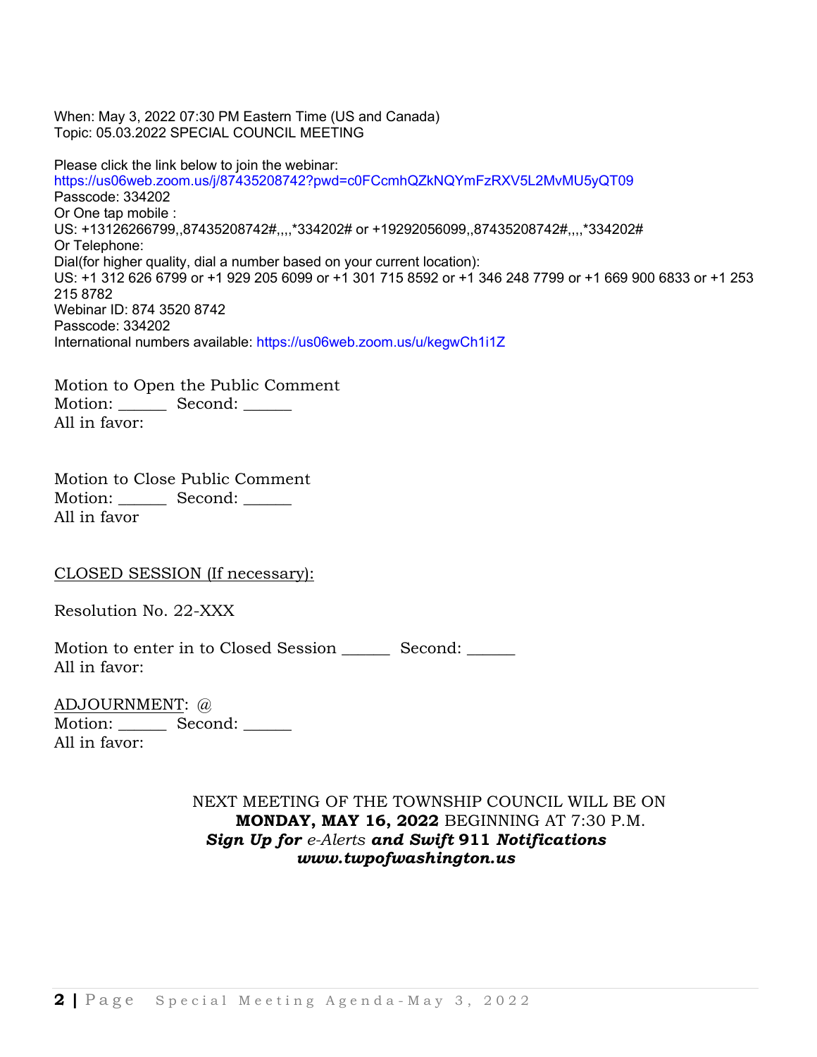When: May 3, 2022 07:30 PM Eastern Time (US and Canada)
Topic: 05.03.2022 SPECIAL COUNCIL MEETING

Please click the link below to join the webinar:
https://us06web.zoom.us/j/87435208742?pwd=c0FCcmhQZkNQYmFzRXV5L2MvMU5yQT09
Passcode: 334202
Or One tap mobile :
US: +13126266799,,87435208742#,,,,*334202# or +19292056099,,87435208742#,,,,*334202#
Or Telephone:
Dial(for higher quality, dial a number based on your current location):
US: +1 312 626 6799 or +1 929 205 6099 or +1 301 715 8592 or +1 346 248 7799 or +1 669 900 6833 or +1 253 215 8782
Webinar ID: 874 3520 8742
Passcode: 334202
International numbers available: https://us06web.zoom.us/u/kegwCh1i1Z

Motion to Open the Public Comment
Motion: ______ Second: ______
All in favor:

Motion to Close Public Comment
Motion: ______ Second: ______
All in favor

CLOSED SESSION (If necessary):

Resolution No. 22-XXX

Motion to enter in to Closed Session ______ Second: ______
All in favor:

ADJOURNMENT: @
Motion: ______ Second: ______
All in favor:

NEXT MEETING OF THE TOWNSHIP COUNCIL WILL BE ON
**MONDAY, MAY 16, 2022** BEGINNING AT 7:30 P.M.
***Sign Up for** e-Alerts **and Swift** **911** **Notifications***
***www.twpofwashington.us***